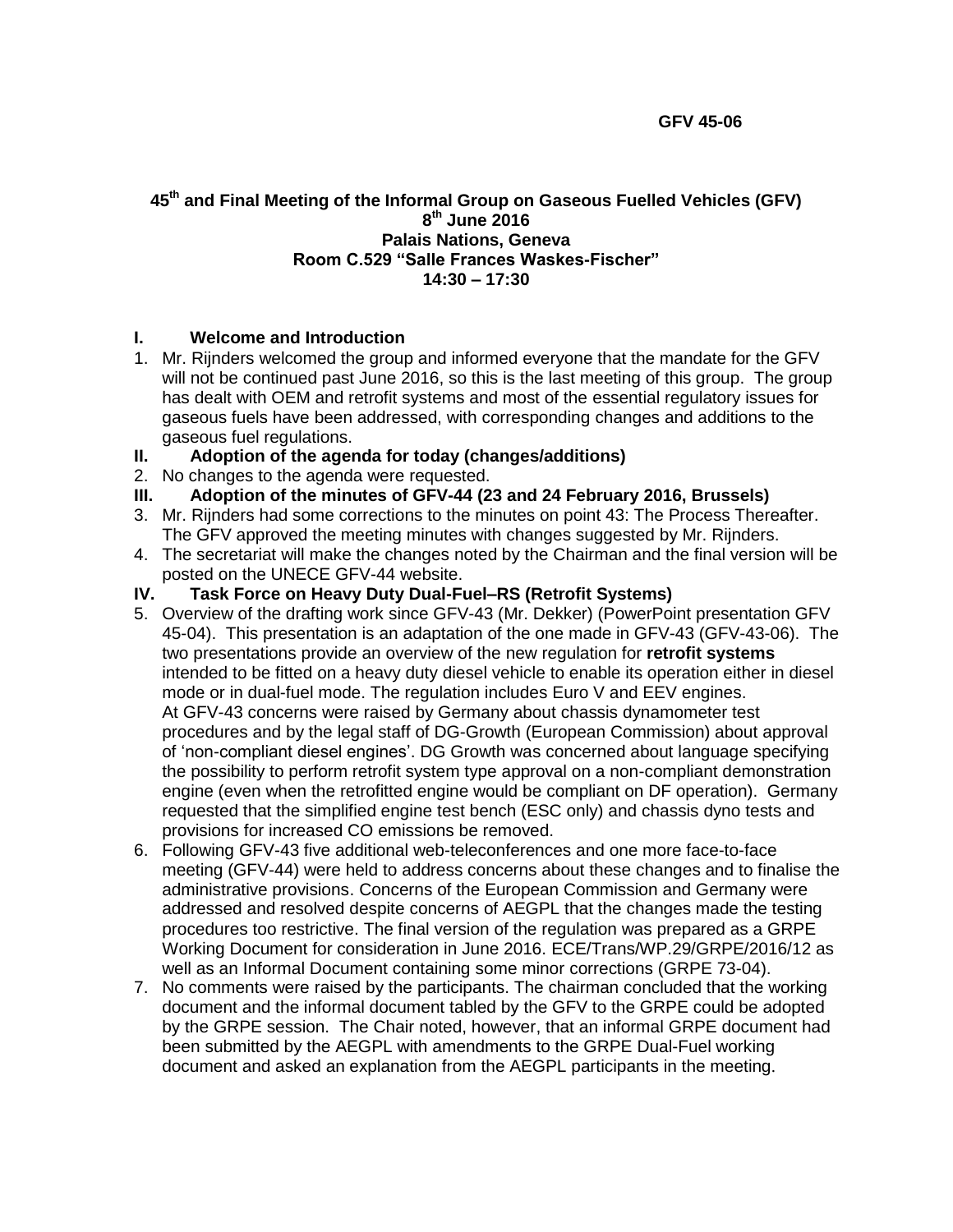GFV 45-06

**45th and Final Meeting of the Informal Group on Gaseous Fuelled Vehicles (GFV)**
**8th June 2016**
**Palais Nations, Geneva**
**Room C.529 "Salle Frances Waskes-Fischer"**
**14:30 – 17:30**

## I. Welcome and Introduction

1. Mr. Rijnders welcomed the group and informed everyone that the mandate for the GFV will not be continued past June 2016, so this is the last meeting of this group. The group has dealt with OEM and retrofit systems and most of the essential regulatory issues for gaseous fuels have been addressed, with corresponding changes and additions to the gaseous fuel regulations.

## II. Adoption of the agenda for today (changes/additions)

2. No changes to the agenda were requested.

## III. Adoption of the minutes of GFV-44 (23 and 24 February 2016, Brussels)

3. Mr. Rijnders had some corrections to the minutes on point 43: The Process Thereafter. The GFV approved the meeting minutes with changes suggested by Mr. Rijnders.
4. The secretariat will make the changes noted by the Chairman and the final version will be posted on the UNECE GFV-44 website.

## IV. Task Force on Heavy Duty Dual-Fuel–RS (Retrofit Systems)

5. Overview of the drafting work since GFV-43 (Mr. Dekker) (PowerPoint presentation GFV 45-04). This presentation is an adaptation of the one made in GFV-43 (GFV-43-06). The two presentations provide an overview of the new regulation for **retrofit systems** intended to be fitted on a heavy duty diesel vehicle to enable its operation either in diesel mode or in dual-fuel mode. The regulation includes Euro V and EEV engines.
   At GFV-43 concerns were raised by Germany about chassis dynamometer test procedures and by the legal staff of DG-Growth (European Commission) about approval of 'non-compliant diesel engines'. DG Growth was concerned about language specifying the possibility to perform retrofit system type approval on a non-compliant demonstration engine (even when the retrofitted engine would be compliant on DF operation). Germany requested that the simplified engine test bench (ESC only) and chassis dyno tests and provisions for increased CO emissions be removed.
6. Following GFV-43 five additional web-teleconferences and one more face-to-face meeting (GFV-44) were held to address concerns about these changes and to finalise the administrative provisions. Concerns of the European Commission and Germany were addressed and resolved despite concerns of AEGPL that the changes made the testing procedures too restrictive. The final version of the regulation was prepared as a GRPE Working Document for consideration in June 2016. ECE/Trans/WP.29/GRPE/2016/12 as well as an Informal Document containing some minor corrections (GRPE 73-04).
7. No comments were raised by the participants. The chairman concluded that the working document and the informal document tabled by the GFV to the GRPE could be adopted by the GRPE session. The Chair noted, however, that an informal GRPE document had been submitted by the AEGPL with amendments to the GRPE Dual-Fuel working document and asked an explanation from the AEGPL participants in the meeting.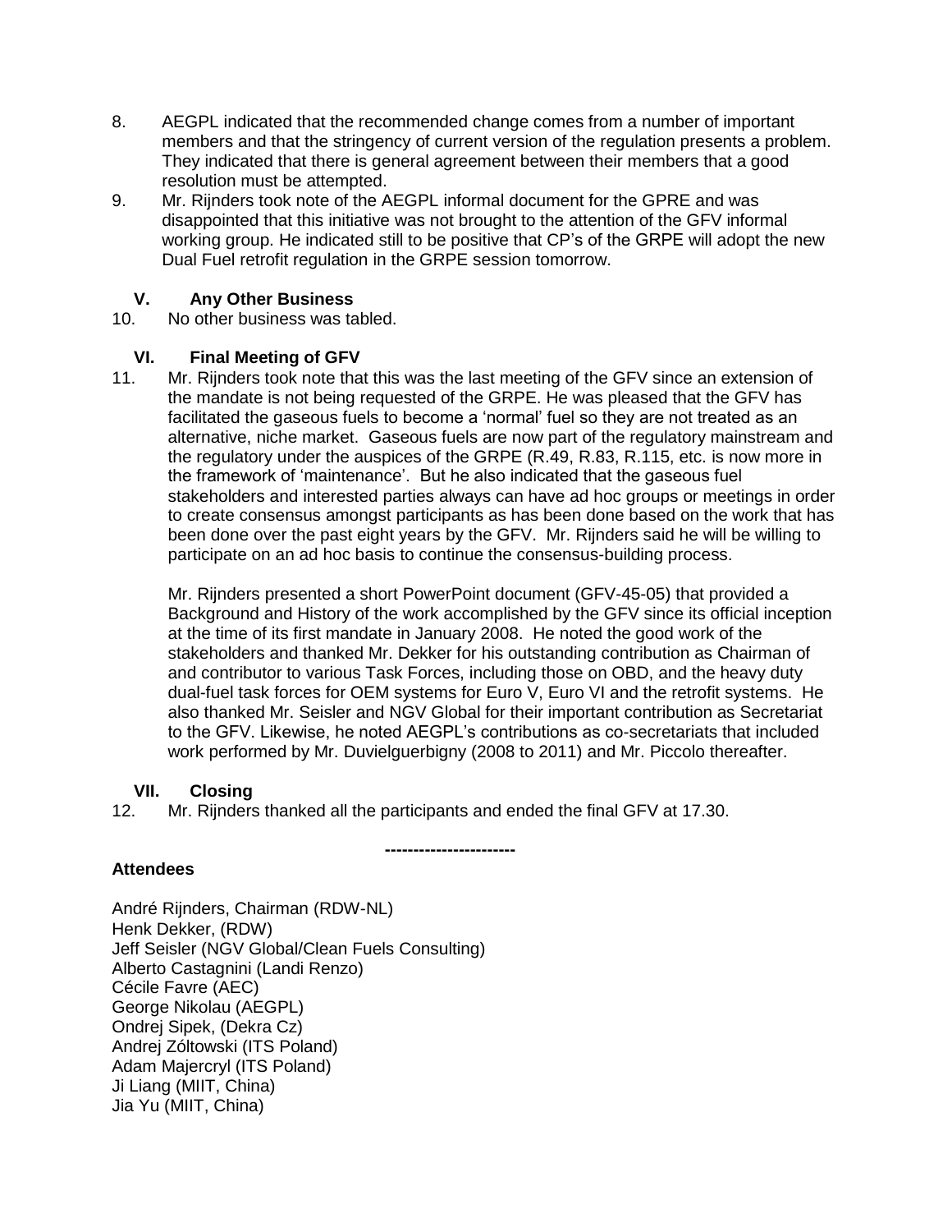8. AEGPL indicated that the recommended change comes from a number of important members and that the stringency of current version of the regulation presents a problem. They indicated that there is general agreement between their members that a good resolution must be attempted.
9. Mr. Rijnders took note of the AEGPL informal document for the GPRE and was disappointed that this initiative was not brought to the attention of the GFV informal working group. He indicated still to be positive that CP's of the GRPE will adopt the new Dual Fuel retrofit regulation in the GRPE session tomorrow.

## V. Any Other Business

10. No other business was tabled.

## VI. Final Meeting of GFV

11. Mr. Rijnders took note that this was the last meeting of the GFV since an extension of the mandate is not being requested of the GRPE. He was pleased that the GFV has facilitated the gaseous fuels to become a 'normal' fuel so they are not treated as an alternative, niche market. Gaseous fuels are now part of the regulatory mainstream and the regulatory under the auspices of the GRPE (R.49, R.83, R.115, etc. is now more in the framework of 'maintenance'. But he also indicated that the gaseous fuel stakeholders and interested parties always can have ad hoc groups or meetings in order to create consensus amongst participants as has been done based on the work that has been done over the past eight years by the GFV. Mr. Rijnders said he will be willing to participate on an ad hoc basis to continue the consensus-building process.

    Mr. Rijnders presented a short PowerPoint document (GFV-45-05) that provided a Background and History of the work accomplished by the GFV since its official inception at the time of its first mandate in January 2008. He noted the good work of the stakeholders and thanked Mr. Dekker for his outstanding contribution as Chairman of and contributor to various Task Forces, including those on OBD, and the heavy duty dual-fuel task forces for OEM systems for Euro V, Euro VI and the retrofit systems. He also thanked Mr. Seisler and NGV Global for their important contribution as Secretariat to the GFV. Likewise, he noted AEGPL's contributions as co-secretariats that included work performed by Mr. Duvielguerbigny (2008 to 2011) and Mr. Piccolo thereafter.

## VII. Closing

12. Mr. Rijnders thanked all the participants and ended the final GFV at 17.30.

-----------------------

**Attendees**

André Rijnders, Chairman (RDW-NL)
Henk Dekker, (RDW)
Jeff Seisler (NGV Global/Clean Fuels Consulting)
Alberto Castagnini (Landi Renzo)
Cécile Favre (AEC)
George Nikolau (AEGPL)
Ondrej Sipek, (Dekra Cz)
Andrej Zóltowski (ITS Poland)
Adam Majercryl (ITS Poland)
Ji Liang (MIIT, China)
Jia Yu (MIIT, China)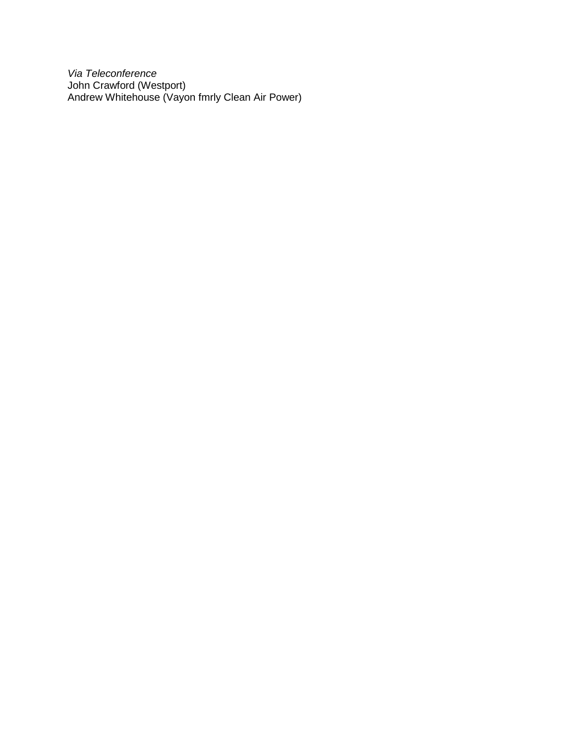*Via Teleconference*
John Crawford (Westport)
Andrew Whitehouse (Vayon fmrly Clean Air Power)